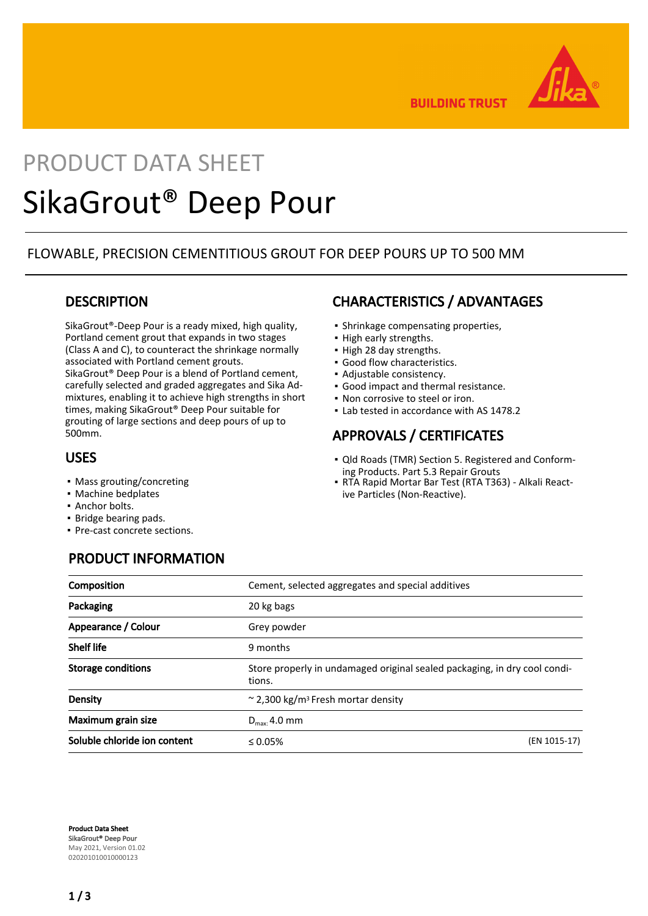BUILDING TRUST

PRODUCT DATA SHEET

# SikaGrout® Deep Pour

FLOWABLE, PRECISION CEMENTITIOUS GROUT FOR DEEP POURS UP TO 500 MM

## DESCRIPTION

SikaGrout®-Deep Pour is a ready mixed, high quality, Portland cement grout that expands in two stages (Class A and C), to counteract the shrinkage normally associated with Portland cement grouts.
SikaGrout® Deep Pour is a blend of Portland cement, carefully selected and graded aggregates and Sika Admixtures, enabling it to achieve high strengths in short times, making SikaGrout® Deep Pour suitable for grouting of large sections and deep pours of up to 500mm.

## USES

- Mass grouting/concreting
- Machine bedplates
- Anchor bolts.
- Bridge bearing pads.
- Pre-cast concrete sections.

## CHARACTERISTICS / ADVANTAGES

- Shrinkage compensating properties,
- High early strengths.
- High 28 day strengths.
- Good flow characteristics.
- Adjustable consistency.
- Good impact and thermal resistance.
- Non corrosive to steel or iron.
- Lab tested in accordance with AS 1478.2

## APPROVALS / CERTIFICATES

- Qld Roads (TMR) Section 5. Registered and Conforming Products. Part 5.3 Repair Grouts
- RTA Rapid Mortar Bar Test (RTA T363) - Alkali Reactive Particles (Non-Reactive).

## PRODUCT INFORMATION

| | | |
|---|---|---|
| **Composition** | Cement, selected aggregates and special additives | |
| **Packaging** | 20 kg bags | |
| **Appearance / Colour** | Grey powder | |
| **Shelf life** | 9 months | |
| **Storage conditions** | Store properly in undamaged original sealed packaging, in dry cool conditions. | |
| **Density** | ~ 2,300 kg/m$^3$ Fresh mortar density | |
| **Maximum grain size** | $D_{max:}$ 4.0 mm | |
| **Soluble chloride ion content** | ≤ 0.05% | (EN 1015-17) |

**Product Data Sheet**
**SikaGrout® Deep Pour**
May 2021, Version 01.02
020201010010000123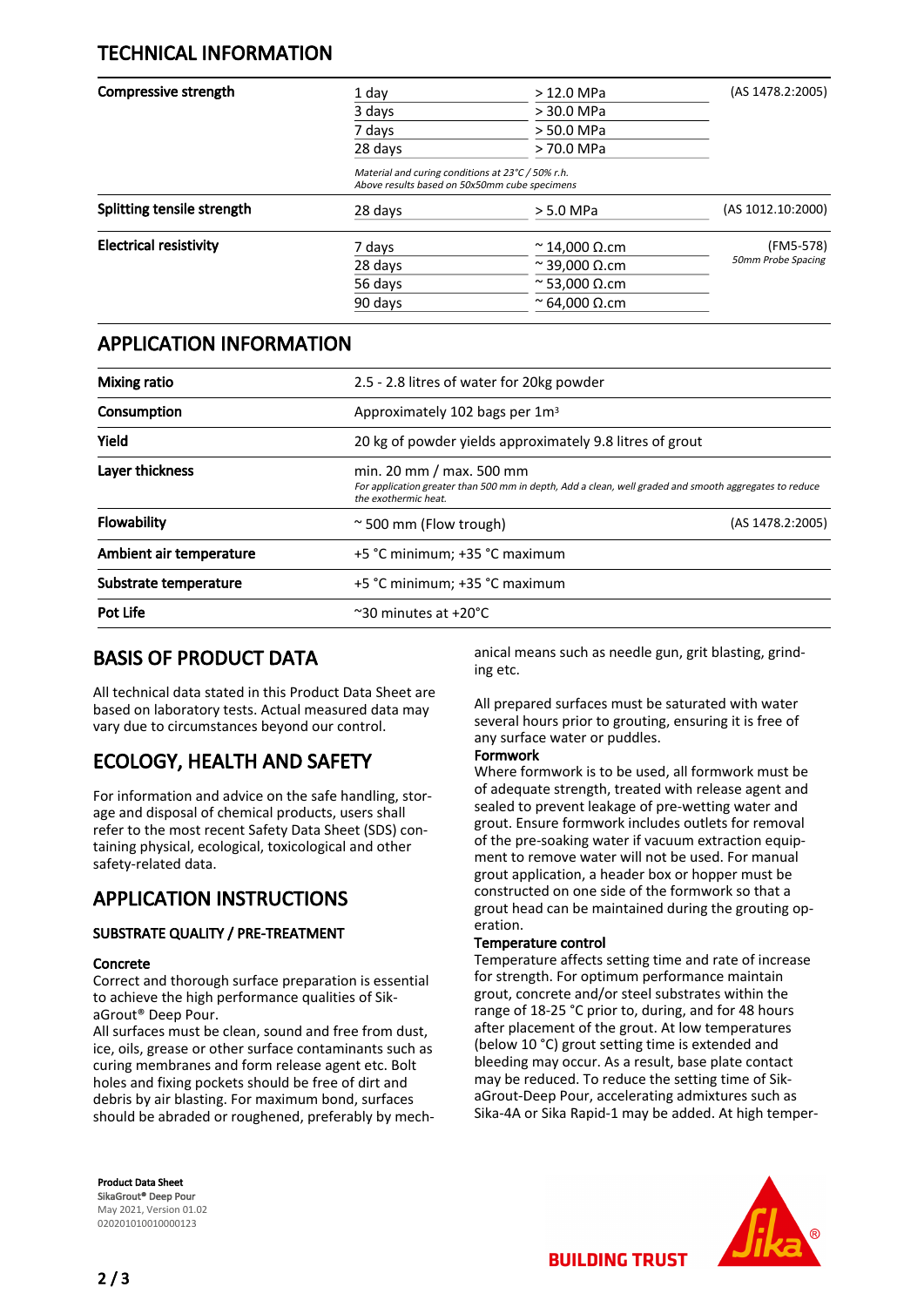## TECHNICAL INFORMATION

| | | | |
|---|---|---|---|
| **Compressive strength** | 1 day | > 12.0 MPa | (AS 1478.2:2005) |
| | 3 days | > 30.0 MPa | |
| | 7 days | > 50.0 MPa | |
| | 28 days | > 70.0 MPa | |
| | *Material and curing conditions at 23°C / 50% r.h. Above results based on 50x50mm cube specimens* | | |
| **Splitting tensile strength** | 28 days | > 5.0 MPa | (AS 1012.10:2000) |
| **Electrical resistivity** | 7 days | ~ 14,000 Ω.cm | (FM5-578) *50mm Probe Spacing* |
| | 28 days | ~ 39,000 Ω.cm | |
| | 56 days | ~ 53,000 Ω.cm | |
| | 90 days | ~ 64,000 Ω.cm | |

## APPLICATION INFORMATION

| | | |
|---|---|---|
| **Mixing ratio** | 2.5 - 2.8 litres of water for 20kg powder | |
| **Consumption** | Approximately 102 bags per 1m³ | |
| **Yield** | 20 kg of powder yields approximately 9.8 litres of grout | |
| **Layer thickness** | min. 20 mm / max. 500 mm *For application greater than 500 mm in depth, Add a clean, well graded and smooth aggregates to reduce the exothermic heat.* | |
| **Flowability** | ~ 500 mm (Flow trough) | (AS 1478.2:2005) |
| **Ambient air temperature** | +5 °C minimum; +35 °C maximum | |
| **Substrate temperature** | +5 °C minimum; +35 °C maximum | |
| **Pot Life** | ~30 minutes at +20°C | |

## BASIS OF PRODUCT DATA

All technical data stated in this Product Data Sheet are based on laboratory tests. Actual measured data may vary due to circumstances beyond our control.

## ECOLOGY, HEALTH AND SAFETY

For information and advice on the safe handling, storage and disposal of chemical products, users shall refer to the most recent Safety Data Sheet (SDS) containing physical, ecological, toxicological and other safety-related data.

## APPLICATION INSTRUCTIONS

### SUBSTRATE QUALITY / PRE-TREATMENT

**Concrete**

Correct and thorough surface preparation is essential to achieve the high performance qualities of SikaGrout® Deep Pour.

All surfaces must be clean, sound and free from dust, ice, oils, grease or other surface contaminants such as curing membranes and form release agent etc. Bolt holes and fixing pockets should be free of dirt and debris by air blasting. For maximum bond, surfaces should be abraded or roughened, preferably by mechanical means such as needle gun, grit blasting, grinding etc.

All prepared surfaces must be saturated with water several hours prior to grouting, ensuring it is free of any surface water or puddles.

**Formwork**

Where formwork is to be used, all formwork must be of adequate strength, treated with release agent and sealed to prevent leakage of pre-wetting water and grout. Ensure formwork includes outlets for removal of the pre-soaking water if vacuum extraction equipment to remove water will not be used. For manual grout application, a header box or hopper must be constructed on one side of the formwork so that a grout head can be maintained during the grouting operation.

**Temperature control**

Temperature affects setting time and rate of increase for strength. For optimum performance maintain grout, concrete and/or steel substrates within the range of 18-25 °C prior to, during, and for 48 hours after placement of the grout. At low temperatures (below 10 °C) grout setting time is extended and bleeding may occur. As a result, base plate contact may be reduced. To reduce the setting time of SikaGrout-Deep Pour, accelerating admixtures such as Sika-4A or Sika Rapid-1 may be added. At high temper-

**Product Data Sheet**
**SikaGrout® Deep Pour**
May 2021, Version 01.02
020201010010000123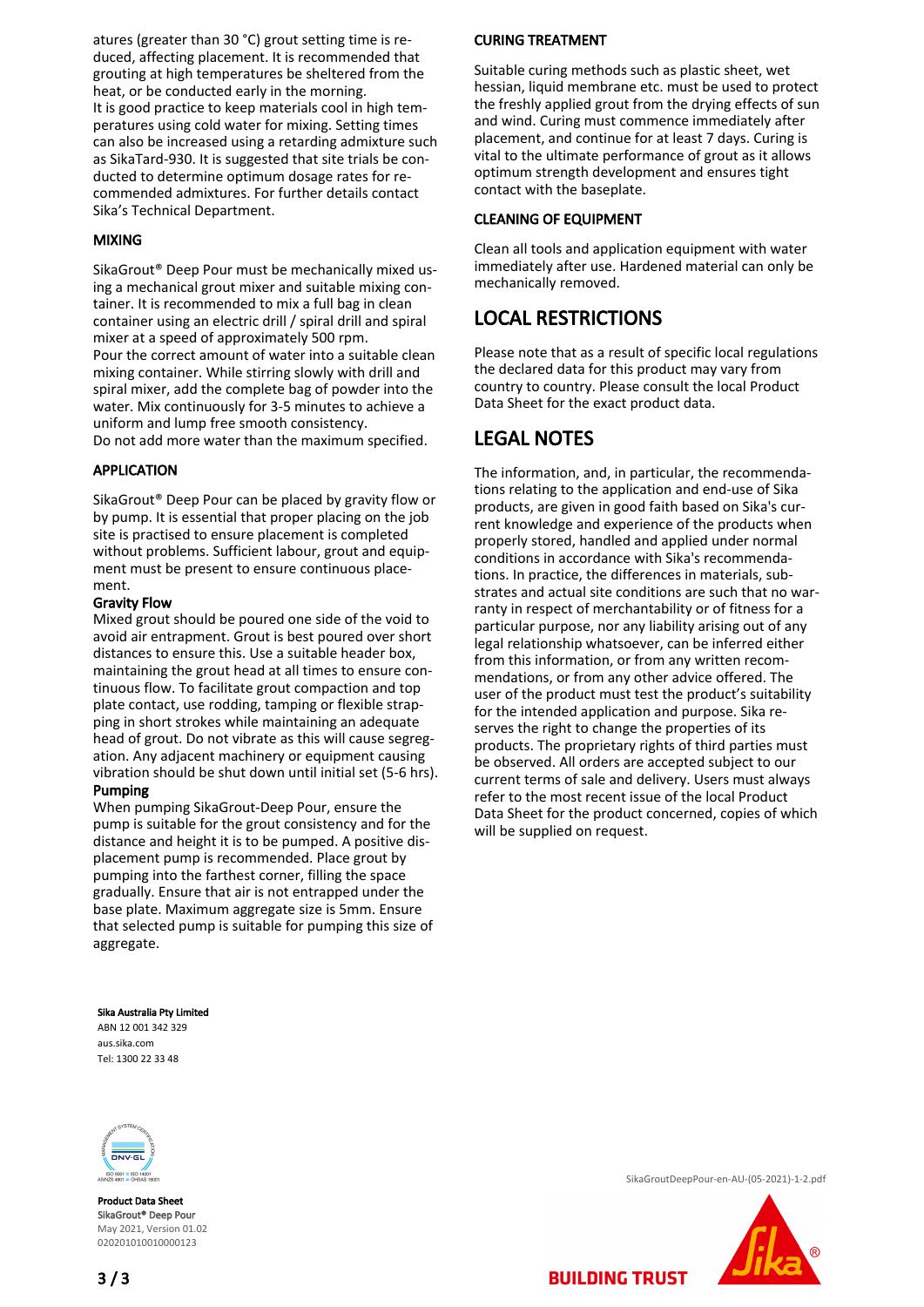atures (greater than 30 °C) grout setting time is reduced, affecting placement. It is recommended that grouting at high temperatures be sheltered from the heat, or be conducted early in the morning.
It is good practice to keep materials cool in high temperatures using cold water for mixing. Setting times can also be increased using a retarding admixture such as SikaTard-930. It is suggested that site trials be conducted to determine optimum dosage rates for recommended admixtures. For further details contact Sika's Technical Department.

### MIXING

SikaGrout® Deep Pour must be mechanically mixed using a mechanical grout mixer and suitable mixing container. It is recommended to mix a full bag in clean container using an electric drill / spiral drill and spiral mixer at a speed of approximately 500 rpm.
Pour the correct amount of water into a suitable clean mixing container. While stirring slowly with drill and spiral mixer, add the complete bag of powder into the water. Mix continuously for 3-5 minutes to achieve a uniform and lump free smooth consistency.
Do not add more water than the maximum specified.

### APPLICATION

SikaGrout® Deep Pour can be placed by gravity flow or by pump. It is essential that proper placing on the job site is practised to ensure placement is completed without problems. Sufficient labour, grout and equipment must be present to ensure continuous placement.

**Gravity Flow**
Mixed grout should be poured one side of the void to avoid air entrapment. Grout is best poured over short distances to ensure this. Use a suitable header box, maintaining the grout head at all times to ensure continuous flow. To facilitate grout compaction and top plate contact, use rodding, tamping or flexible strapping in short strokes while maintaining an adequate head of grout. Do not vibrate as this will cause segregation. Any adjacent machinery or equipment causing vibration should be shut down until initial set (5-6 hrs).

**Pumping**
When pumping SikaGrout-Deep Pour, ensure the pump is suitable for the grout consistency and for the distance and height it is to be pumped. A positive displacement pump is recommended. Place grout by pumping into the farthest corner, filling the space gradually. Ensure that air is not entrapped under the base plate. Maximum aggregate size is 5mm. Ensure that selected pump is suitable for pumping this size of aggregate.

### CURING TREATMENT

Suitable curing methods such as plastic sheet, wet hessian, liquid membrane etc. must be used to protect the freshly applied grout from the drying effects of sun and wind. Curing must commence immediately after placement, and continue for at least 7 days. Curing is vital to the ultimate performance of grout as it allows optimum strength development and ensures tight contact with the baseplate.

### CLEANING OF EQUIPMENT

Clean all tools and application equipment with water immediately after use. Hardened material can only be mechanically removed.

## LOCAL RESTRICTIONS

Please note that as a result of specific local regulations the declared data for this product may vary from country to country. Please consult the local Product Data Sheet for the exact product data.

## LEGAL NOTES

The information, and, in particular, the recommendations relating to the application and end-use of Sika products, are given in good faith based on Sika's current knowledge and experience of the products when properly stored, handled and applied under normal conditions in accordance with Sika's recommendations. In practice, the differences in materials, substrates and actual site conditions are such that no warranty in respect of merchantability or of fitness for a particular purpose, nor any liability arising out of any legal relationship whatsoever, can be inferred either from this information, or from any written recommendations, or from any other advice offered. The user of the product must test the product's suitability for the intended application and purpose. Sika reserves the right to change the properties of its products. The proprietary rights of third parties must be observed. All orders are accepted subject to our current terms of sale and delivery. Users must always refer to the most recent issue of the local Product Data Sheet for the product concerned, copies of which will be supplied on request.

**Sika Australia Pty Limited**
ABN 12 001 342 329
aus.sika.com
Tel: 1300 22 33 48

**Product Data Sheet**
**SikaGrout® Deep Pour**
May 2021, Version 01.02
020201010010000123

SikaGroutDeepPour-en-AU-(05-2021)-1-2.pdf

BUILDING TRUST